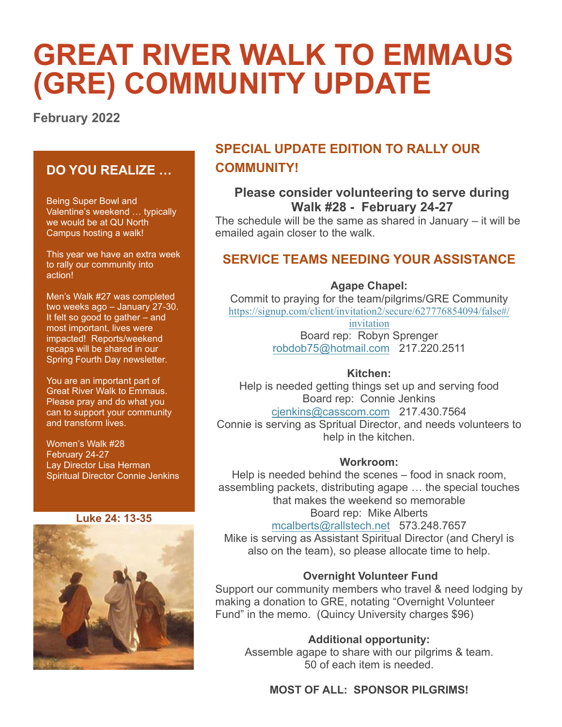# GREAT RIVER WALK TO EMMAUS (GRE) COMMUNITY UPDATE

**February 2022**

### DO YOU REALIZE …

Being Super Bowl and Valentine's weekend … typically we would be at QU North Campus hosting a walk!

This year we have an extra week to rally our community into action!

Men's Walk #27 was completed two weeks ago – January 27-30. It felt so good to gather – and most important, lives were impacted! Reports/weekend recaps will be shared in our Spring Fourth Day newsletter.

You are an important part of Great River Walk to Emmaus. Please pray and do what you can to support your community and transform lives.

Women's Walk #28
February 24-27
Lay Director Lisa Herman
Spiritual Director Connie Jenkins

**Luke 24: 13-35**

## SPECIAL UPDATE EDITION TO RALLY OUR COMMUNITY!

### Please consider volunteering to serve during Walk #28 - February 24-27

The schedule will be the same as shared in January – it will be emailed again closer to the walk.

## SERVICE TEAMS NEEDING YOUR ASSISTANCE

**Agape Chapel:**

Commit to praying for the team/pilgrims/GRE Community
https://signup.com/client/invitation2/secure/627776854094/false#/invitation
Board rep: Robyn Sprenger
robdob75@hotmail.com 217.220.2511

**Kitchen:**

Help is needed getting things set up and serving food
Board rep: Connie Jenkins
cjenkins@casscom.com 217.430.7564
Connie is serving as Sprritual Director, and needs volunteers to help in the kitchen.

**Workroom:**

Help is needed behind the scenes – food in snack room, assembling packets, distributing agape … the special touches that makes the weekend so memorable
Board rep: Mike Alberts
mcalberts@rallstech.net 573.248.7657
Mike is serving as Assistant Spiritual Director (and Cheryl is also on the team), so please allocate time to help.

**Overnight Volunteer Fund**

Support our community members who travel & need lodging by making a donation to GRE, notating "Overnight Volunteer Fund" in the memo. (Quincy University charges $96)

**Additional opportunity:**

Assemble agape to share with our pilgrims & team.
50 of each item is needed.

**MOST OF ALL: SPONSOR PILGRIMS!**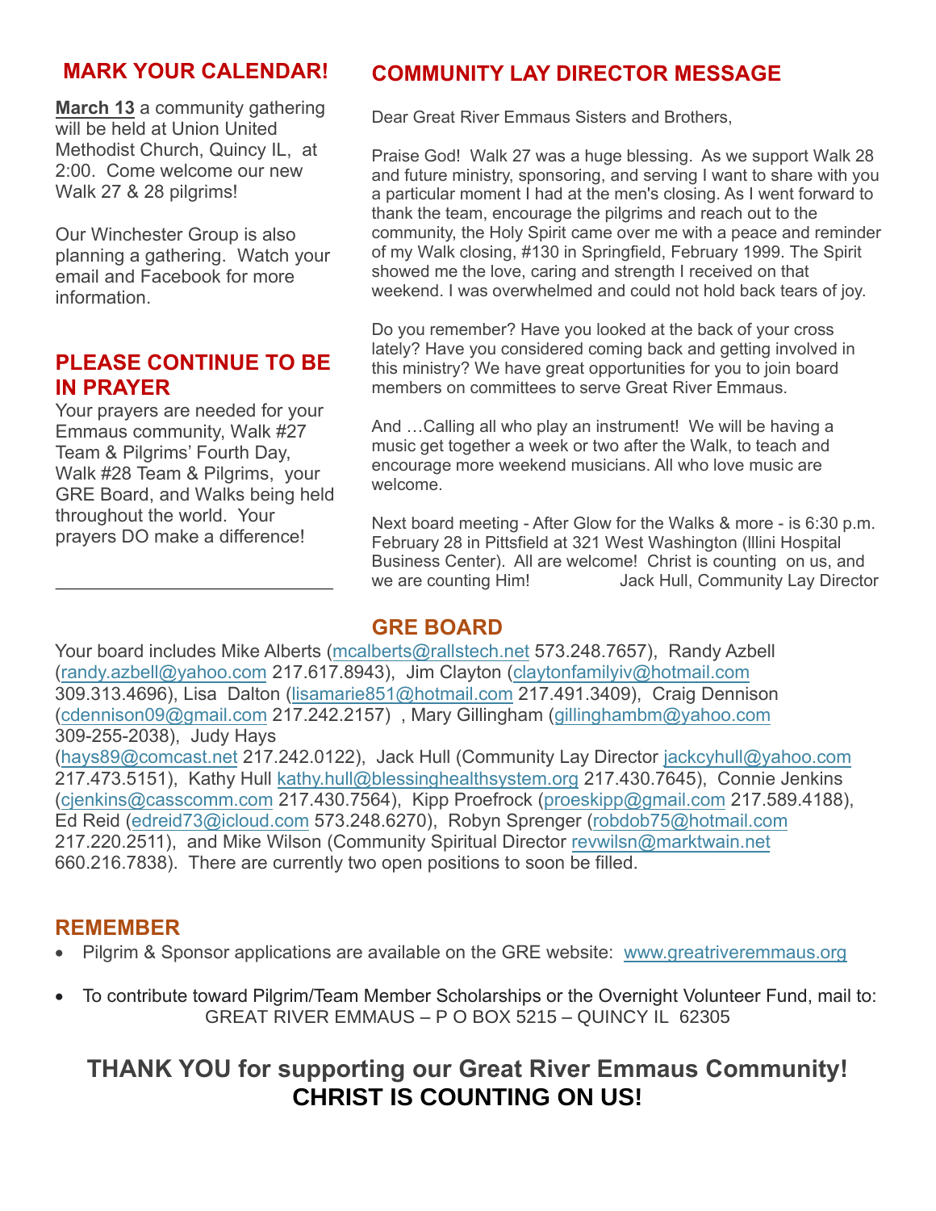## MARK YOUR CALENDAR!

**March 13** a community gathering will be held at Union United Methodist Church, Quincy IL, at 2:00. Come welcome our new Walk 27 & 28 pilgrims!

Our Winchester Group is also planning a gathering. Watch your email and Facebook for more information.

## PLEASE CONTINUE TO BE IN PRAYER

Your prayers are needed for your Emmaus community, Walk #27 Team & Pilgrims' Fourth Day, Walk #28 Team & Pilgrims, your GRE Board, and Walks being held throughout the world. Your prayers DO make a difference!

---

## COMMUNITY LAY DIRECTOR MESSAGE

Dear Great River Emmaus Sisters and Brothers,

Praise God! Walk 27 was a huge blessing. As we support Walk 28 and future ministry, sponsoring, and serving I want to share with you a particular moment I had at the men's closing. As I went forward to thank the team, encourage the pilgrims and reach out to the community, the Holy Spirit came over me with a peace and reminder of my Walk closing, #130 in Springfield, February 1999. The Spirit showed me the love, caring and strength I received on that weekend. I was overwhelmed and could not hold back tears of joy.

Do you remember? Have you looked at the back of your cross lately? Have you considered coming back and getting involved in this ministry? We have great opportunities for you to join board members on committees to serve Great River Emmaus.

And …Calling all who play an instrument! We will be having a music get together a week or two after the Walk, to teach and encourage more weekend musicians. All who love music are welcome.

Next board meeting - After Glow for the Walks & more - is 6:30 p.m. February 28 in Pittsfield at 321 West Washington (Illini Hospital Business Center). All are welcome! Christ is counting on us, and we are counting Him!

Jack Hull, Community Lay Director

## GRE BOARD

Your board includes Mike Alberts (mcalberts@rallstech.net 573.248.7657), Randy Azbell (randy.azbell@yahoo.com 217.617.8943), Jim Clayton (claytonfamilyiv@hotmail.com 309.313.4696), Lisa Dalton (lisamarie851@hotmail.com 217.491.3409), Craig Dennison (cdennison09@gmail.com 217.242.2157) , Mary Gillingham (gillinghambm@yahoo.com 309-255-2038), Judy Hays (hays89@comcast.net 217.242.0122), Jack Hull (Community Lay Director jackcyhull@yahoo.com 217.473.5151), Kathy Hull kathy.hull@blessinghealthsystem.org 217.430.7645), Connie Jenkins (cjenkins@casscomm.com 217.430.7564), Kipp Proefrock (proeskipp@gmail.com 217.589.4188), Ed Reid (edreid73@icloud.com 573.248.6270), Robyn Sprenger (robdob75@hotmail.com 217.220.2511), and Mike Wilson (Community Spiritual Director revwilsn@marktwain.net 660.216.7838). There are currently two open positions to soon be filled.

## REMEMBER

- Pilgrim & Sponsor applications are available on the GRE website: www.greatriveremmaus.org
- To contribute toward Pilgrim/Team Member Scholarships or the Overnight Volunteer Fund, mail to: GREAT RIVER EMMAUS – P O BOX 5215 – QUINCY IL 62305

**THANK YOU for supporting our Great River Emmaus Community!**

**CHRIST IS COUNTING ON US!**